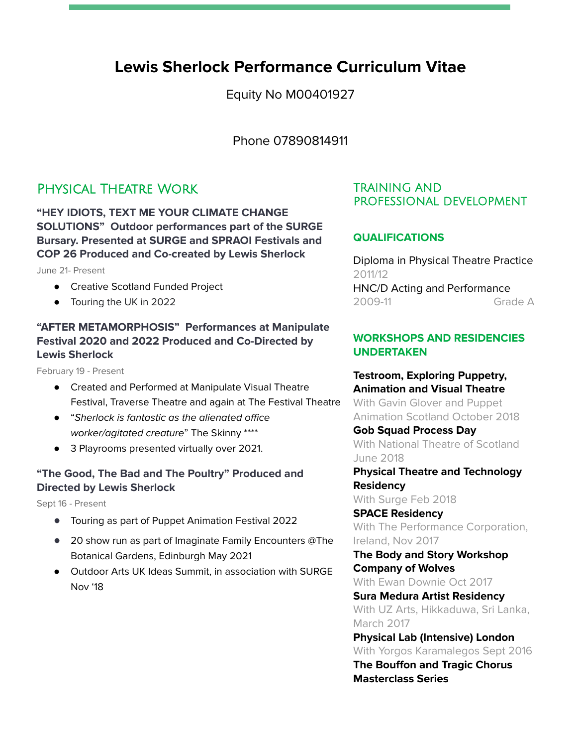# Lewis Sherlock Performance Curriculum Vitae

Equity No M00401927

Phone 07890814911

## Physical Theatre Work

### "HEY IDIOTS, TEXT ME YOUR CLIMATE CHANGE SOLUTIONS" Outdoor performances part of the SURGE Bursary. Presented at SURGE and SPRAOI Festivals and COP 26 Produced and Co-created by Lewis Sherlock

June 21- Present

- Creative Scotland Funded Project
- Touring the UK in 2022

### "AFTER METAMORPHOSIS" Performances at Manipulate Festival 2020 and 2022 Produced and Co-Directed by Lewis Sherlock

February 19 - Present

- Created and Performed at Manipulate Visual Theatre Festival, Traverse Theatre and again at The Festival Theatre
- "*Sherlock is fantastic as the alienated office worker/agitated creature*" The Skinny ****
- 3 Playrooms presented virtually over 2021.

### "The Good, The Bad and The Poultry" Produced and Directed by Lewis Sherlock

Sept 16 - Present

- Touring as part of Puppet Animation Festival 2022
- 20 show run as part of Imaginate Family Encounters @The Botanical Gardens, Edinburgh May 2021
- Outdoor Arts UK Ideas Summit, in association with SURGE Nov '18

## Training and Professional Development

### Qualifications

Diploma in Physical Theatre Practice
2011/12

HNC/D Acting and Performance
2009-11 Grade A

### Workshops and Residencies Undertaken

**Testroom, Exploring Puppetry, Animation and Visual Theatre**
With Gavin Glover and Puppet Animation Scotland October 2018

**Gob Squad Process Day**
With National Theatre of Scotland June 2018

**Physical Theatre and Technology Residency**
With Surge Feb 2018

**SPACE Residency**
With The Performance Corporation, Ireland, Nov 2017

**The Body and Story Workshop Company of Wolves**
With Ewan Downie Oct 2017

**Sura Medura Artist Residency**
With UZ Arts, Hikkaduwa, Sri Lanka, March 2017

**Physical Lab (Intensive) London**
With Yorgos Karamalegos Sept 2016

**The Bouffon and Tragic Chorus Masterclass Series**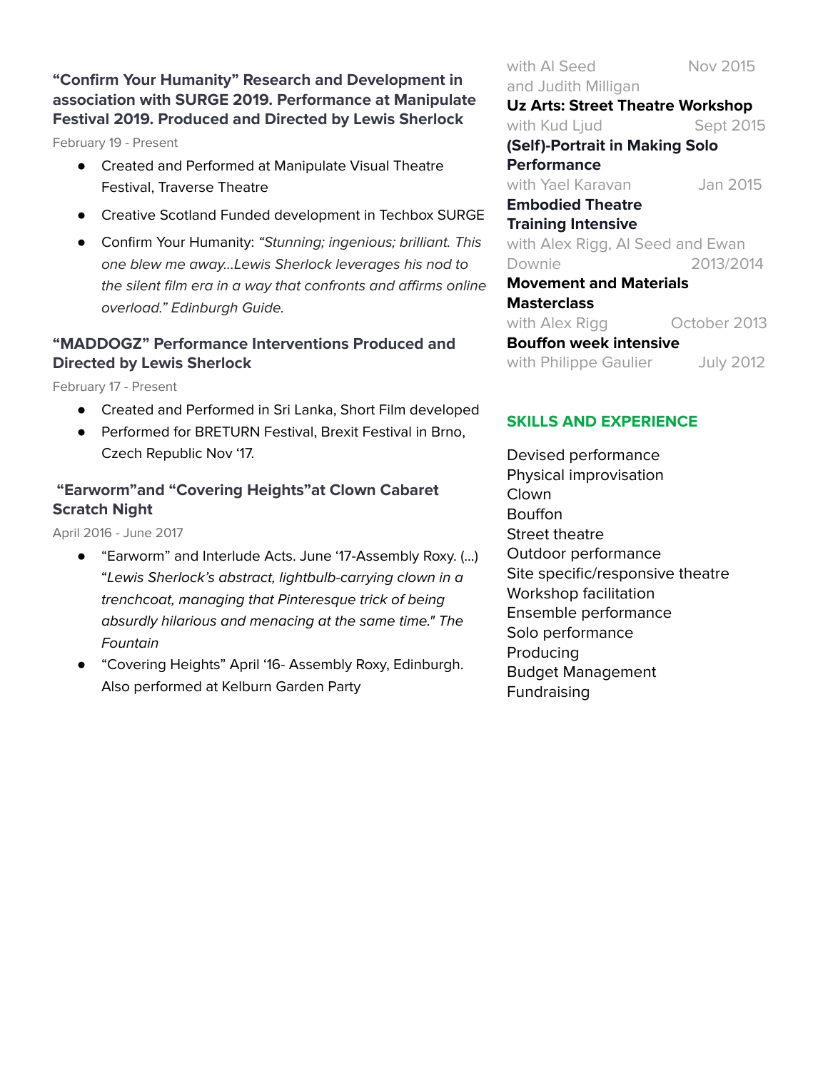### "Confirm Your Humanity" Research and Development in association with SURGE 2019. Performance at Manipulate Festival 2019. Produced and Directed by Lewis Sherlock

February 19 - Present

- Created and Performed at Manipulate Visual Theatre Festival, Traverse Theatre
- Creative Scotland Funded development in Techbox SURGE
- Confirm Your Humanity: *"Stunning; ingenious; brilliant. This one blew me away...Lewis Sherlock leverages his nod to the silent film era in a way that confronts and affirms online overload." Edinburgh Guide.*

### "MADDOGZ" Performance Interventions Produced and Directed by Lewis Sherlock

February 17 - Present

- Created and Performed in Sri Lanka, Short Film developed
- Performed for BRETURN Festival, Brexit Festival in Brno, Czech Republic Nov '17.

### "Earworm"and "Covering Heights"at Clown Cabaret Scratch Night

April 2016 - June 2017

- "Earworm" and Interlude Acts. June '17-Assembly Roxy. (...) "*Lewis Sherlock's abstract, lightbulb-carrying clown in a trenchcoat, managing that Pinteresque trick of being absurdly hilarious and menacing at the same time." The Fountain*
- "Covering Heights" April '16- Assembly Roxy, Edinburgh. Also performed at Kelburn Garden Party

with Al Seed and Judith Milligan — Nov 2015

**Uz Arts: Street Theatre Workshop**
with Kud Ljud — Sept 2015

**(Self)-Portrait in Making Solo Performance**
with Yael Karavan — Jan 2015

**Embodied Theatre Training Intensive**
with Alex Rigg, Al Seed and Ewan Downie — 2013/2014

**Movement and Materials Masterclass**
with Alex Rigg — October 2013

**Bouffon week intensive**
with Philippe Gaulier — July 2012

## SKILLS AND EXPERIENCE

Devised performance
Physical improvisation
Clown
Bouffon
Street theatre
Outdoor performance
Site specific/responsive theatre
Workshop facilitation
Ensemble performance
Solo performance
Producing
Budget Management
Fundraising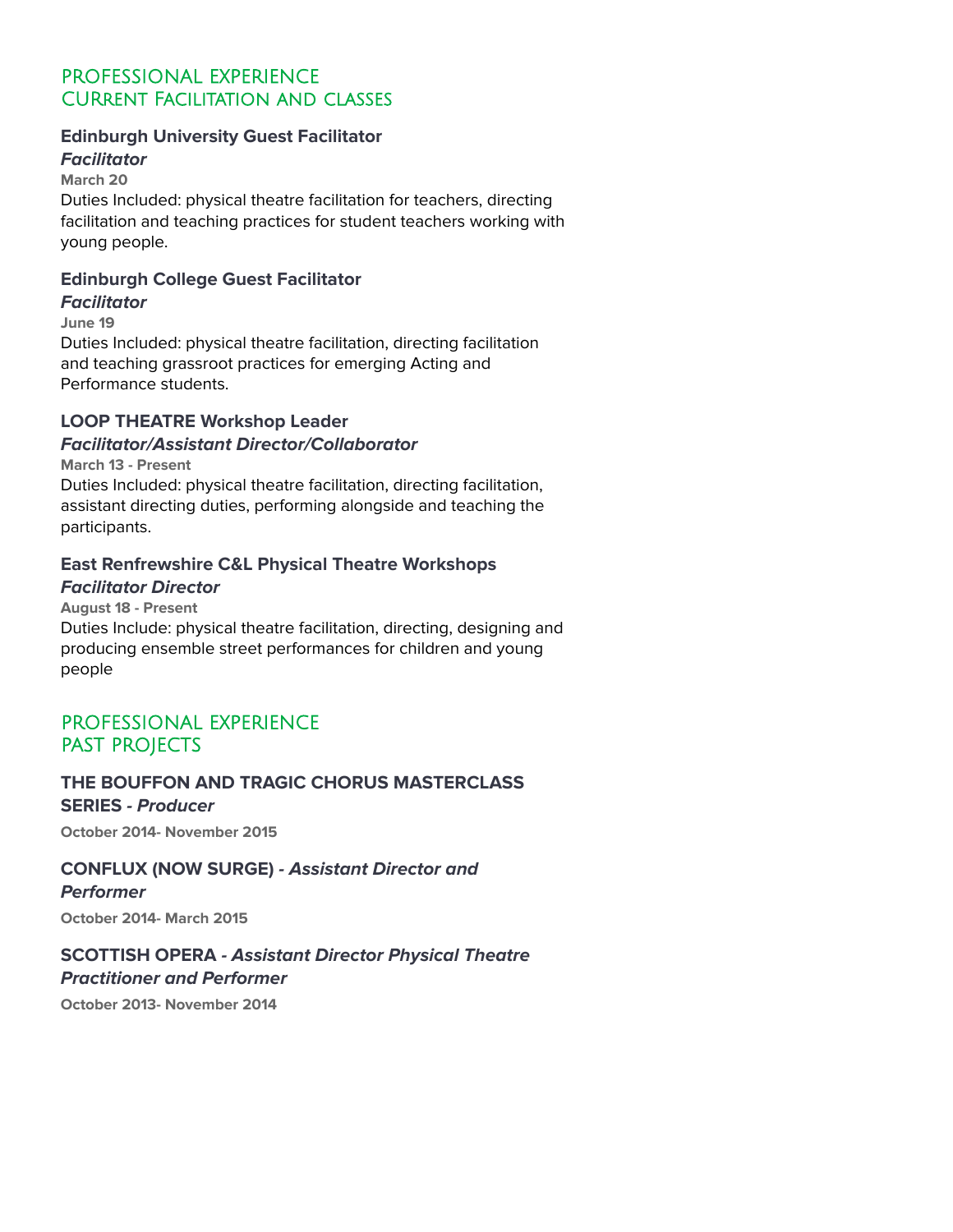## PROFESSIONAL EXPERIENCE
## CURRENT FACILITATION AND CLASSES

### Edinburgh University Guest Facilitator
***Facilitator***

**March 20**

Duties Included: physical theatre facilitation for teachers, directing facilitation and teaching practices for student teachers working with young people.

### Edinburgh College Guest Facilitator
***Facilitator***

**June 19**

Duties Included: physical theatre facilitation, directing facilitation and teaching grassroot practices for emerging Acting and Performance students.

### LOOP THEATRE Workshop Leader
***Facilitator/Assistant Director/Collaborator***

**March 13 - Present**

Duties Included: physical theatre facilitation, directing facilitation, assistant directing duties, performing alongside and teaching the participants.

### East Renfrewshire C&L Physical Theatre Workshops
***Facilitator Director***

**August 18 - Present**

Duties Include: physical theatre facilitation, directing, designing and producing ensemble street performances for children and young people

## PROFESSIONAL EXPERIENCE
## PAST PROJECTS

### THE BOUFFON AND TRAGIC CHORUS MASTERCLASS SERIES - *Producer*

**October 2014- November 2015**

### CONFLUX (NOW SURGE) - *Assistant Director and Performer*

**October 2014- March 2015**

### SCOTTISH OPERA - *Assistant Director Physical Theatre Practitioner and Performer*

**October 2013- November 2014**